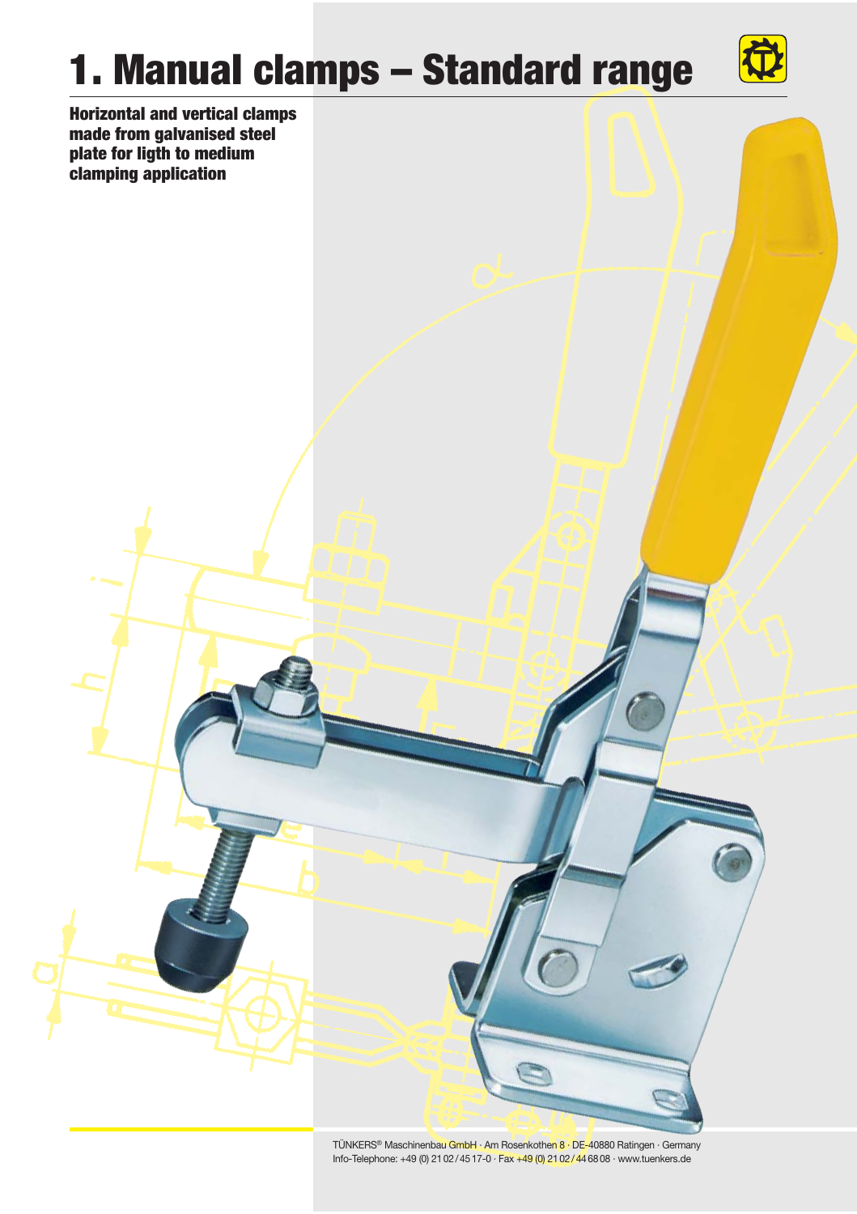# 1. Manual clamps – Standard range

**Horizontal and vertical clamps made from galvanised steel plate for ligth to medium clamping application**

TÜNKERS® Maschinenbau GmbH · Am Rosenkothen 8 · DE-40880 Ratingen · Germany
Info-Telephone: +49 (0) 21 02 / 45 17-0 · Fax +49 (0) 21 02 / 44 68 08 · www.tuenkers.de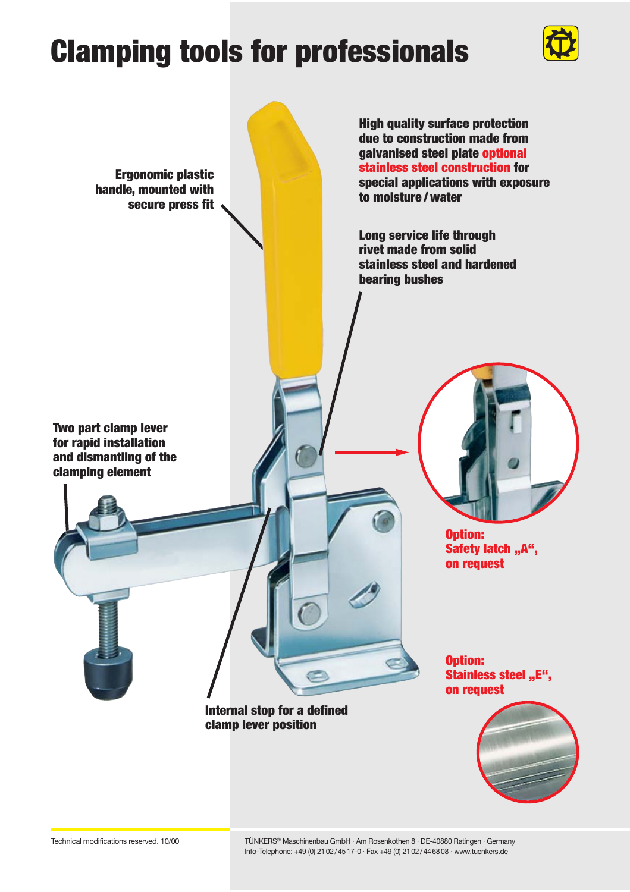# Clamping tools for professionals

**Ergonomic plastic handle, mounted with secure press fit**

**High quality surface protection due to construction made from galvanised steel plate optional stainless steel construction for special applications with exposure to moisture / water**

**Long service life through rivet made from solid stainless steel and hardened bearing bushes**

**Two part clamp lever for rapid installation and dismantling of the clamping element**

**Option: Safety latch „A“, on request**

**Option: Stainless steel „E“, on request**

**Internal stop for a defined clamp lever position**

Technical modifications reserved. 10/00

TÜNKERS® Maschinenbau GmbH · Am Rosenkothen 8 · DE-40880 Ratingen · Germany
Info-Telephone: +49 (0) 21 02 / 45 17-0 · Fax +49 (0) 21 02 / 44 68 08 · www.tuenkers.de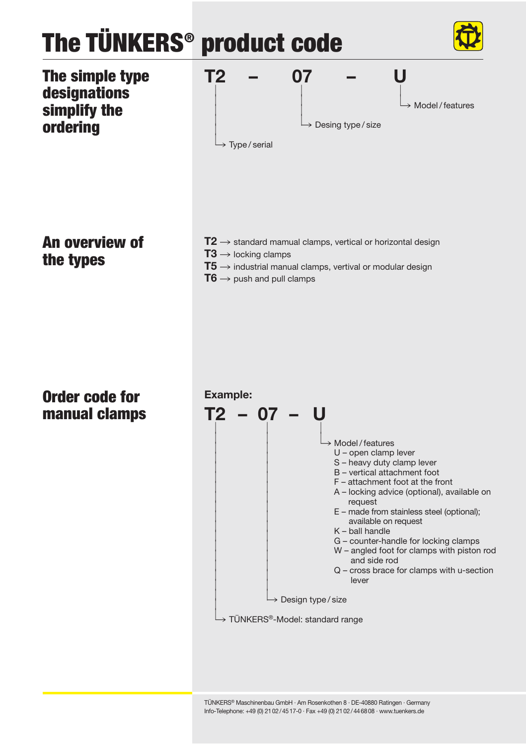# The TÜNKERS® product code

## The simple type designations simplify the ordering

**T2 – 07 – U**

- T2 → Type / serial
- 07 → Desing type / size
- U → Model / features

## An overview of the types

- **T2** → standard manual clamps, vertical or horizontal design
- **T3** → locking clamps
- **T5** → industrial manual clamps, vertival or modular design
- **T6** → push and pull clamps

## Order code for manual clamps

**Example:**

**T2 – 07 – U**

- U → Model / features
  - U – open clamp lever
  - S – heavy duty clamp lever
  - B – vertical attachment foot
  - F – attachment foot at the front
  - A – locking advice (optional), available on request
  - E – made from stainless steel (optional); available on request
  - K – ball handle
  - G – counter-handle for locking clamps
  - W – angled foot for clamps with piston rod and side rod
  - Q – cross brace for clamps with u-section lever
- 07 → Design type / size
- T2 → TÜNKERS®-Model: standard range

TÜNKERS® Maschinenbau GmbH · Am Rosenkothen 8 · DE-40880 Ratingen · Germany
Info-Telephone: +49 (0) 21 02 / 45 17-0 · Fax +49 (0) 21 02 / 44 68 08 · www.tuenkers.de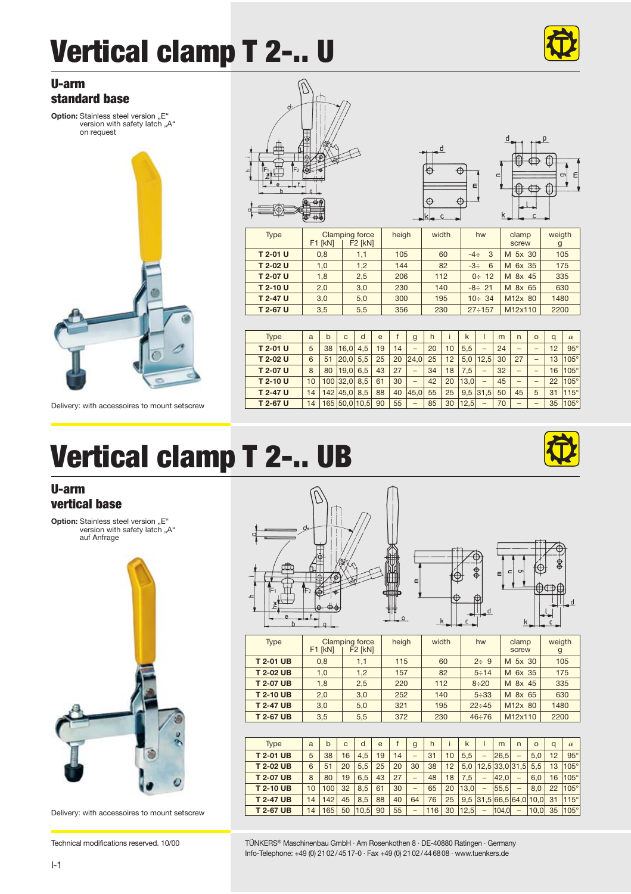# Vertical clamp T 2-.. U

## U-arm standard base

**Option:** Stainless steel version „E"
version with safety latch „A"
on request

Delivery: with accessoires to mount setscrew

| Type | Clamping force F1 [kN] | F2 [kN] | heigh | width | hw | clamp screw | weigth g |
|---|---|---|---|---|---|---|---|
| **T 2-01 U** | 0,8 | 1,1 | 105 | 60 | -4÷ 3 | M 5x 30 | 105 |
| **T 2-02 U** | 1,0 | 1,2 | 144 | 82 | -3÷ 6 | M 6x 35 | 175 |
| **T 2-07 U** | 1,8 | 2,5 | 206 | 112 | 0÷ 12 | M 8x 45 | 335 |
| **T 2-10 U** | 2,0 | 3,0 | 230 | 140 | -8÷ 21 | M 8x 65 | 630 |
| **T 2-47 U** | 3,0 | 5,0 | 300 | 195 | 10÷ 34 | M12x 80 | 1480 |
| **T 2-67 U** | 3,5 | 5,5 | 356 | 230 | 27÷157 | M12x110 | 2200 |

| Type | a | b | c | d | e | f | g | h | i | k | l | m | n | o | q | α |
|---|---|---|---|---|---|---|---|---|---|---|---|---|---|---|---|---|
| **T 2-01 U** | 5 | 38 | 16,0 | 4,5 | 19 | 14 | – | 20 | 10 | 5,5 | – | 24 | – | – | 12 | 95° |
| **T 2-02 U** | 6 | 51 | 20,0 | 5,5 | 25 | 20 | 24,0 | 25 | 12 | 5,0 | 12,5 | 30 | 27 | – | 13 | 105° |
| **T 2-07 U** | 8 | 80 | 19,0 | 6,5 | 43 | 27 | – | 34 | 18 | 7,5 | – | 32 | – | – | 16 | 105° |
| **T 2-10 U** | 10 | 100 | 32,0 | 8,5 | 61 | 30 | – | 42 | 20 | 13,0 | – | 45 | – | – | 22 | 105° |
| **T 2-47 U** | 14 | 142 | 45,0 | 8,5 | 88 | 40 | 45,0 | 55 | 25 | 9,5 | 31,5 | 50 | 45 | 5 | 31 | 115° |
| **T 2-67 U** | 14 | 165 | 50,0 | 10,5 | 90 | 55 | – | 85 | 30 | 12,5 | – | 70 | – | – | 35 | 105° |

# Vertical clamp T 2-.. UB

## U-arm vertical base

**Option:** Stainless steel version „E"
version with safety latch „A"
auf Anfrage

Delivery: with accessoires to mount setscrew

| Type | Clamping force F1 [kN] | F2 [kN] | heigh | width | hw | clamp screw | weigth g |
|---|---|---|---|---|---|---|---|
| **T 2-01 UB** | 0,8 | 1,1 | 115 | 60 | 2÷ 9 | M 5x 30 | 105 |
| **T 2-02 UB** | 1,0 | 1,2 | 157 | 82 | 5÷14 | M 6x 35 | 175 |
| **T 2-07 UB** | 1,8 | 2,5 | 220 | 112 | 8÷20 | M 8x 45 | 335 |
| **T 2-10 UB** | 2,0 | 3,0 | 252 | 140 | 5÷33 | M 8x 65 | 630 |
| **T 2-47 UB** | 3,0 | 5,0 | 321 | 195 | 22÷45 | M12x 80 | 1480 |
| **T 2-67 UB** | 3,5 | 5,5 | 372 | 230 | 46÷76 | M12x110 | 2200 |

| Type | a | b | c | d | e | f | g | h | i | k | l | m | n | o | q | α |
|---|---|---|---|---|---|---|---|---|---|---|---|---|---|---|---|---|
| **T 2-01 UB** | 5 | 38 | 16 | 4,5 | 19 | 14 | – | 31 | 10 | 5,5 | – | 26,5 | – | 5,0 | 12 | 95° |
| **T 2-02 UB** | 6 | 51 | 20 | 5,5 | 25 | 20 | 30 | 38 | 12 | 5,0 | 12,5 | 33,0 | 31,5 | 5,5 | 13 | 105° |
| **T 2-07 UB** | 8 | 80 | 19 | 6,5 | 43 | 27 | – | 48 | 18 | 7,5 | – | 42,0 | – | 6,0 | 16 | 105° |
| **T 2-10 UB** | 10 | 100 | 32 | 8,5 | 61 | 30 | – | 65 | 20 | 13,0 | – | 55,5 | – | 8,0 | 22 | 105° |
| **T 2-47 UB** | 14 | 142 | 45 | 8,5 | 88 | 40 | 64 | 76 | 25 | 9,5 | 31,5 | 66,5 | 64,0 | 10,0 | 31 | 115° |
| **T 2-67 UB** | 14 | 165 | 50 | 10,5 | 90 | 55 | – | 116 | 30 | 12,5 | – | 104,0 | – | 10,0 | 35 | 105° |

Technical modifications reserved. 10/00

TÜNKERS® Maschinenbau GmbH · Am Rosenkothen 8 · DE-40880 Ratingen · Germany
Info-Telephone: +49 (0) 21 02 / 45 17-0 · Fax +49 (0) 21 02 / 44 68 08 · www.tuenkers.de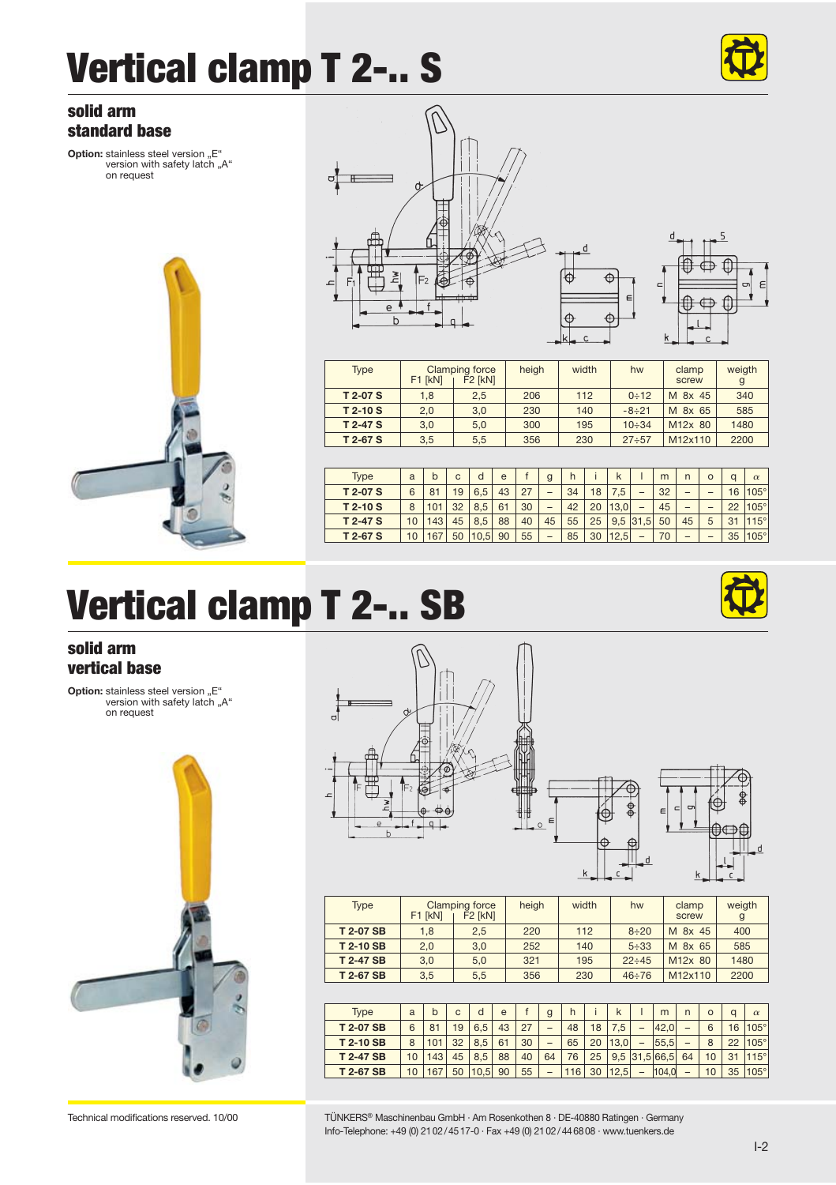# Vertical clamp T 2-.. S

## solid arm
## standard base

**Option:** stainless steel version „E“
version with safety latch „A“
on request

| Type | Clamping force F1 [kN] | Clamping force F2 [kN] | heigh | width | hw | clamp screw | weigth g |
|---|---|---|---|---|---|---|---|
| **T 2-07 S** | 1,8 | 2,5 | 206 | 112 | 0÷12 | M 8x 45 | 340 |
| **T 2-10 S** | 2,0 | 3,0 | 230 | 140 | -8÷21 | M 8x 65 | 585 |
| **T 2-47 S** | 3,0 | 5,0 | 300 | 195 | 10÷34 | M12x 80 | 1480 |
| **T 2-67 S** | 3,5 | 5,5 | 356 | 230 | 27÷57 | M12x110 | 2200 |

| Type | a | b | c | d | e | f | g | h | i | k | l | m | n | o | q | $\alpha$ |
|---|---|---|---|---|---|---|---|---|---|---|---|---|---|---|---|---|
| **T 2-07 S** | 6 | 81 | 19 | 6,5 | 43 | 27 | – | 34 | 18 | 7,5 | – | 32 | – | – | 16 | 105° |
| **T 2-10 S** | 8 | 101 | 32 | 8,5 | 61 | 30 | – | 42 | 20 | 13,0 | – | 45 | – | – | 22 | 105° |
| **T 2-47 S** | 10 | 143 | 45 | 8,5 | 88 | 40 | 45 | 55 | 25 | 9,5 | 31,5 | 50 | 45 | 5 | 31 | 115° |
| **T 2-67 S** | 10 | 167 | 50 | 10,5 | 90 | 55 | – | 85 | 30 | 12,5 | – | 70 | – | – | 35 | 105° |

# Vertical clamp T 2-.. SB

## solid arm
## vertical base

**Option:** stainless steel version „E“
version with safety latch „A“
on request

| Type | Clamping force F1 [kN] | Clamping force F2 [kN] | heigh | width | hw | clamp screw | weigth g |
|---|---|---|---|---|---|---|---|
| **T 2-07 SB** | 1,8 | 2,5 | 220 | 112 | 8÷20 | M 8x 45 | 400 |
| **T 2-10 SB** | 2,0 | 3,0 | 252 | 140 | 5÷33 | M 8x 65 | 585 |
| **T 2-47 SB** | 3,0 | 5,0 | 321 | 195 | 22÷45 | M12x 80 | 1480 |
| **T 2-67 SB** | 3,5 | 5,5 | 356 | 230 | 46÷76 | M12x110 | 2200 |

| Type | a | b | c | d | e | f | g | h | i | k | l | m | n | o | q | $\alpha$ |
|---|---|---|---|---|---|---|---|---|---|---|---|---|---|---|---|---|
| **T 2-07 SB** | 6 | 81 | 19 | 6,5 | 43 | 27 | – | 48 | 18 | 7,5 | – | 42,0 | – | 6 | 16 | 105° |
| **T 2-10 SB** | 8 | 101 | 32 | 8,5 | 61 | 30 | – | 65 | 20 | 13,0 | – | 55,5 | – | 8 | 22 | 105° |
| **T 2-47 SB** | 10 | 143 | 45 | 8,5 | 88 | 40 | 64 | 76 | 25 | 9,5 | 31,5 | 66,5 | 64 | 10 | 31 | 115° |
| **T 2-67 SB** | 10 | 167 | 50 | 10,5 | 90 | 55 | – | 116 | 30 | 12,5 | – | 104,0 | – | 10 | 35 | 105° |

Technical modifications reserved. 10/00

TÜNKERS® Maschinenbau GmbH · Am Rosenkothen 8 · DE-40880 Ratingen · Germany
Info-Telephone: +49 (0) 21 02 / 45 17-0 · Fax +49 (0) 21 02 / 44 68 08 · www.tuenkers.de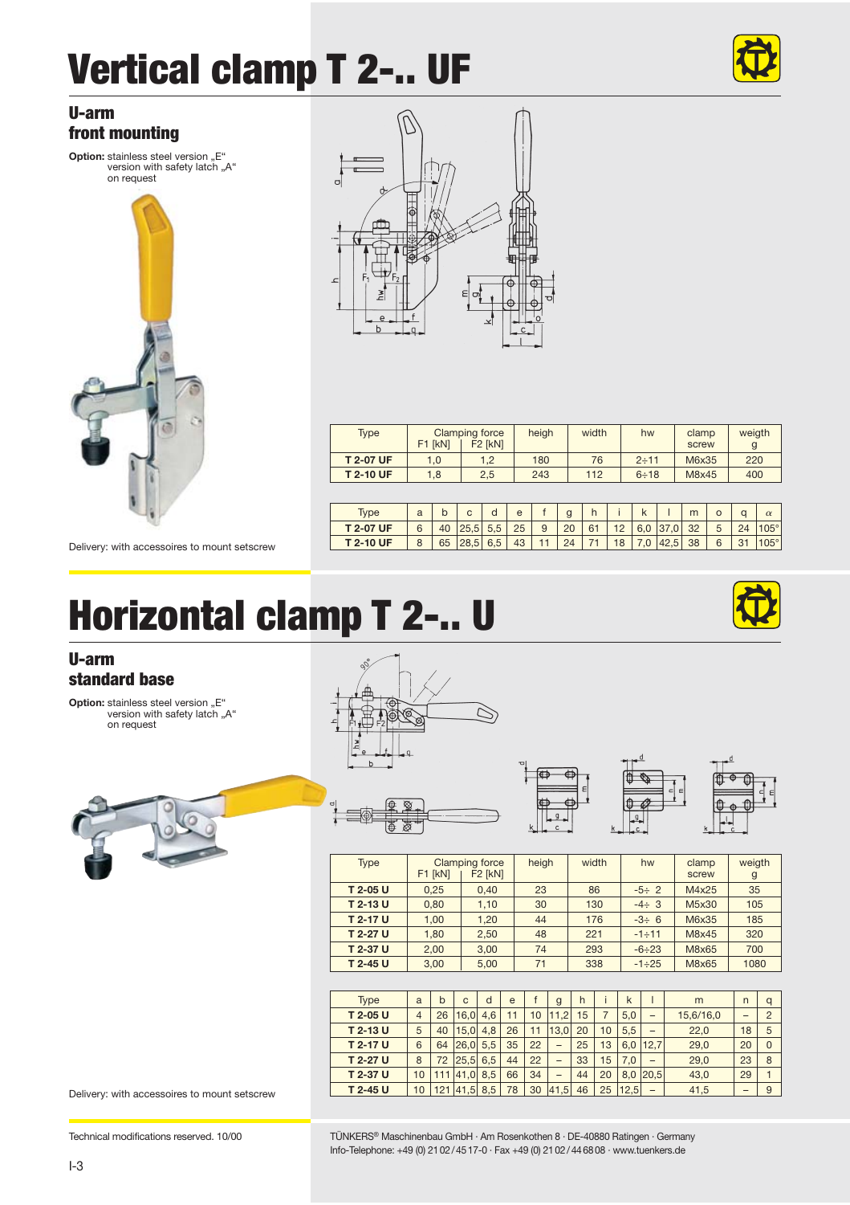# Vertical clamp T 2-.. UF

## U-arm front mounting

**Option:** stainless steel version „E“
version with safety latch „A“
on request

Delivery: with accessoires to mount setscrew

| Type | Clamping force F1 [kN] | F2 [kN] | heigh | width | hw | clamp screw | weigth g |
|---|---|---|---|---|---|---|---|
| **T 2-07 UF** | 1,0 | 1,2 | 180 | 76 | 2÷11 | M6x35 | 220 |
| **T 2-10 UF** | 1,8 | 2,5 | 243 | 112 | 6÷18 | M8x45 | 400 |

| Type | a | b | c | d | e | f | g | h | i | k | l | m | o | q | α |
|---|---|---|---|---|---|---|---|---|---|---|---|---|---|---|---|
| **T 2-07 UF** | 6 | 40 | 25,5 | 5,5 | 25 | 9 | 20 | 61 | 12 | 6,0 | 37,0 | 32 | 5 | 24 | 105° |
| **T 2-10 UF** | 8 | 65 | 28,5 | 6,5 | 43 | 11 | 24 | 71 | 18 | 7,0 | 42,5 | 38 | 6 | 31 | 105° |

# Horizontal clamp T 2-.. U

## U-arm standard base

**Option:** stainless steel version „E“
version with safety latch „A“
on request

Delivery: with accessoires to mount setscrew

| Type | Clamping force F1 [kN] | F2 [kN] | heigh | width | hw | clamp screw | weigth g |
|---|---|---|---|---|---|---|---|
| **T 2-05 U** | 0,25 | 0,40 | 23 | 86 | -5÷ 2 | M4x25 | 35 |
| **T 2-13 U** | 0,80 | 1,10 | 30 | 130 | -4÷ 3 | M5x30 | 105 |
| **T 2-17 U** | 1,00 | 1,20 | 44 | 176 | -3÷ 6 | M6x35 | 185 |
| **T 2-27 U** | 1,80 | 2,50 | 48 | 221 | -1÷11 | M8x45 | 320 |
| **T 2-37 U** | 2,00 | 3,00 | 74 | 293 | -6÷23 | M8x65 | 700 |
| **T 2-45 U** | 3,00 | 5,00 | 71 | 338 | -1÷25 | M8x65 | 1080 |

| Type | a | b | c | d | e | f | g | h | i | k | l | m | n | q |
|---|---|---|---|---|---|---|---|---|---|---|---|---|---|---|
| **T 2-05 U** | 4 | 26 | 16,0 | 4,6 | 11 | 10 | 11,2 | 15 | 7 | 5,0 | – | 15,6/16,0 | – | 2 |
| **T 2-13 U** | 5 | 40 | 15,0 | 4,8 | 26 | 11 | 13,0 | 20 | 10 | 5,5 | – | 22,0 | 18 | 5 |
| **T 2-17 U** | 6 | 64 | 26,0 | 5,5 | 35 | 22 | – | 25 | 13 | 6,0 | 12,7 | 29,0 | 20 | 0 |
| **T 2-27 U** | 8 | 72 | 25,5 | 6,5 | 44 | 22 | – | 33 | 15 | 7,0 | – | 29,0 | 23 | 8 |
| **T 2-37 U** | 10 | 111 | 41,0 | 8,5 | 66 | 34 | – | 44 | 20 | 8,0 | 20,5 | 43,0 | 29 | 1 |
| **T 2-45 U** | 10 | 121 | 41,5 | 8,5 | 78 | 30 | 41,5 | 46 | 25 | 12,5 | – | 41,5 | – | 9 |

Technical modifications reserved. 10/00

TÜNKERS® Maschinenbau GmbH · Am Rosenkothen 8 · DE-40880 Ratingen · Germany
Info-Telephone: +49 (0) 21 02 / 45 17-0 · Fax +49 (0) 21 02 / 44 68 08 · www.tuenkers.de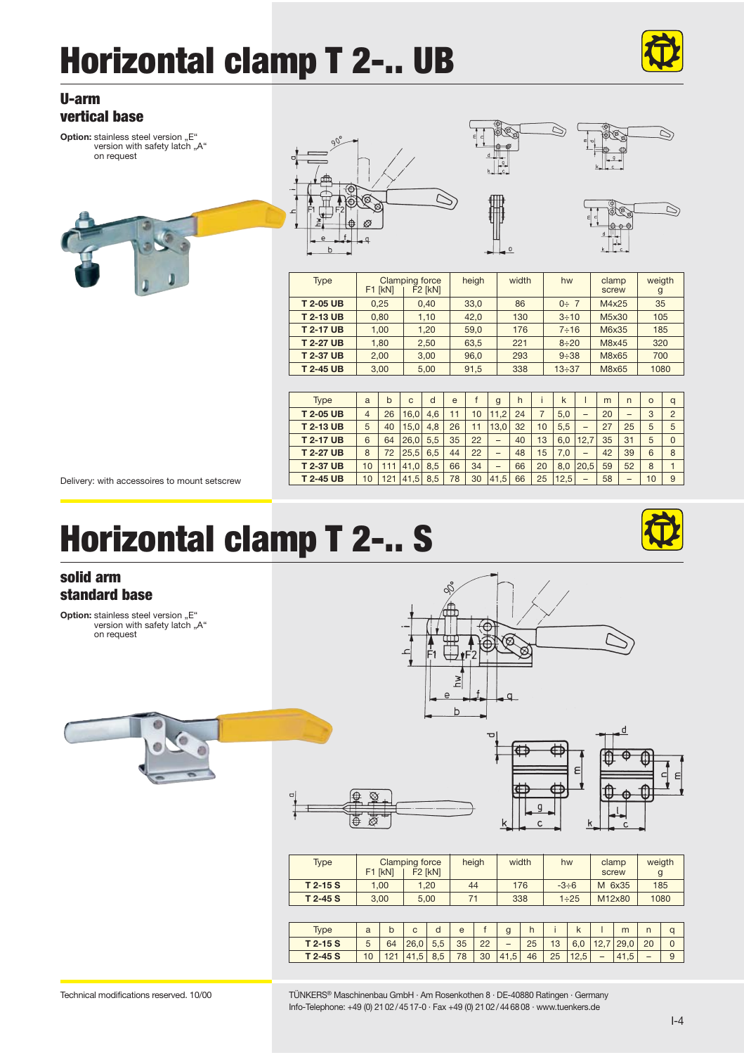# Horizontal clamp T 2-.. UB

## U-arm
## vertical base

**Option:** stainless steel version „E“
version with safety latch „A“
on request

| Type | Clamping force F1 [kN] | Clamping force F2 [kN] | heigh | width | hw | clamp screw | weigth g |
|---|---|---|---|---|---|---|---|
| **T 2-05 UB** | 0,25 | 0,40 | 33,0 | 86 | 0÷ 7 | M4x25 | 35 |
| **T 2-13 UB** | 0,80 | 1,10 | 42,0 | 130 | 3÷10 | M5x30 | 105 |
| **T 2-17 UB** | 1,00 | 1,20 | 59,0 | 176 | 7÷16 | M6x35 | 185 |
| **T 2-27 UB** | 1,80 | 2,50 | 63,5 | 221 | 8÷20 | M8x45 | 320 |
| **T 2-37 UB** | 2,00 | 3,00 | 96,0 | 293 | 9÷38 | M8x65 | 700 |
| **T 2-45 UB** | 3,00 | 5,00 | 91,5 | 338 | 13÷37 | M8x65 | 1080 |

| Type | a | b | c | d | e | f | g | h | i | k | l | m | n | o | q |
|---|---|---|---|---|---|---|---|---|---|---|---|---|---|---|---|
| **T 2-05 UB** | 4 | 26 | 16,0 | 4,6 | 11 | 10 | 11,2 | 24 | 7 | 5,0 | – | 20 | – | 3 | 2 |
| **T 2-13 UB** | 5 | 40 | 15,0 | 4,8 | 26 | 11 | 13,0 | 32 | 10 | 5,5 | – | 27 | 25 | 5 | 5 |
| **T 2-17 UB** | 6 | 64 | 26,0 | 5,5 | 35 | 22 | – | 40 | 13 | 6,0 | 12,7 | 35 | 31 | 5 | 0 |
| **T 2-27 UB** | 8 | 72 | 25,5 | 6,5 | 44 | 22 | – | 48 | 15 | 7,0 | – | 42 | 39 | 6 | 8 |
| **T 2-37 UB** | 10 | 111 | 41,0 | 8,5 | 66 | 34 | – | 66 | 20 | 8,0 | 20,5 | 59 | 52 | 8 | 1 |
| **T 2-45 UB** | 10 | 121 | 41,5 | 8,5 | 78 | 30 | 41,5 | 66 | 25 | 12,5 | – | 58 | – | 10 | 9 |

Delivery: with accessoires to mount setscrew

# Horizontal clamp T 2-.. S

## solid arm
## standard base

**Option:** stainless steel version „E“
version with safety latch „A“
on request

| Type | Clamping force F1 [kN] | Clamping force F2 [kN] | heigh | width | hw | clamp screw | weigth g |
|---|---|---|---|---|---|---|---|
| **T 2-15 S** | 1,00 | 1,20 | 44 | 176 | -3÷6 | M 6x35 | 185 |
| **T 2-45 S** | 3,00 | 5,00 | 71 | 338 | 1÷25 | M12x80 | 1080 |

| Type | a | b | c | d | e | f | g | h | i | k | l | m | n | q |
|---|---|---|---|---|---|---|---|---|---|---|---|---|---|---|
| **T 2-15 S** | 5 | 64 | 26,0 | 5,5 | 35 | 22 | – | 25 | 13 | 6,0 | 12,7 | 29,0 | 20 | 0 |
| **T 2-45 S** | 10 | 121 | 41,5 | 8,5 | 78 | 30 | 41,5 | 46 | 25 | 12,5 | – | 41,5 | – | 9 |

Technical modifications reserved. 10/00

TÜNKERS® Maschinenbau GmbH · Am Rosenkothen 8 · DE-40880 Ratingen · Germany
Info-Telephone: +49 (0) 21 02 / 45 17-0 · Fax +49 (0) 21 02 / 44 68 08 · www.tuenkers.de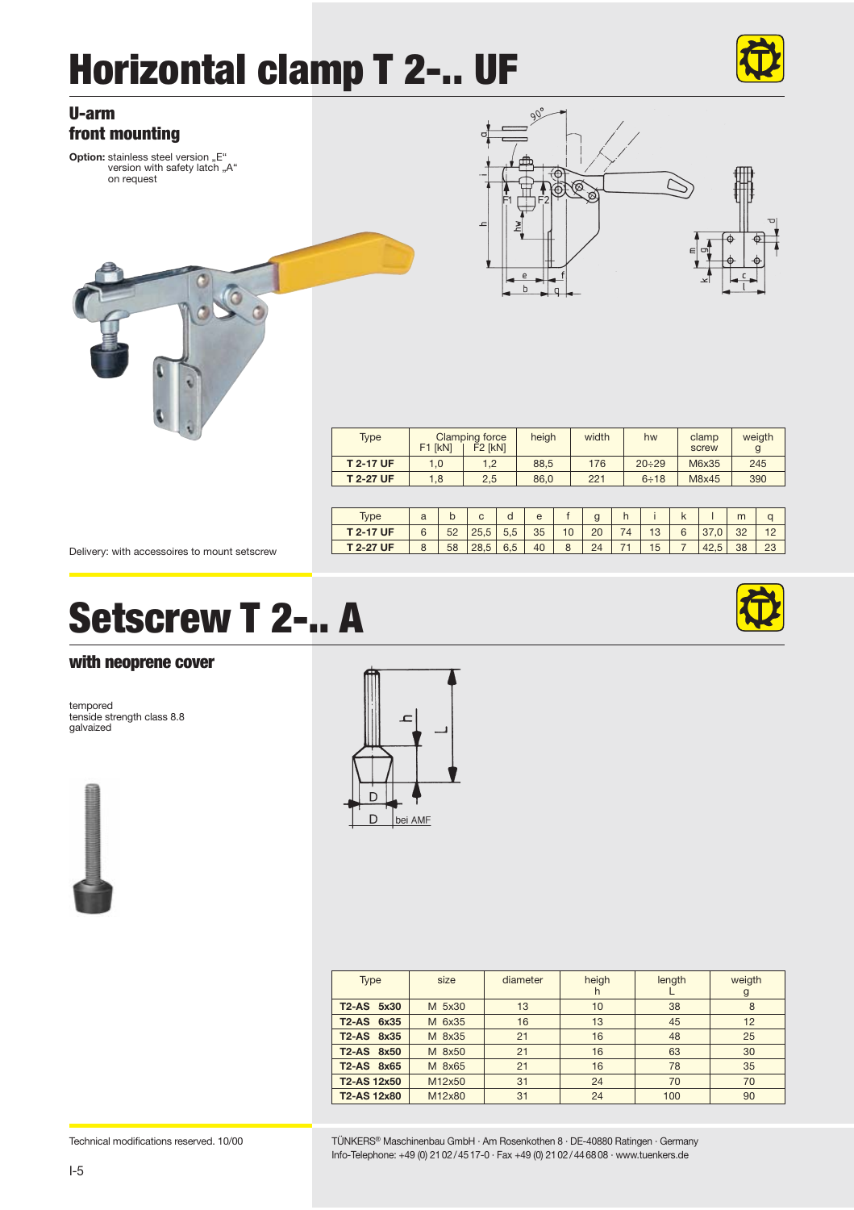# Horizontal clamp T 2-.. UF

## U-arm front mounting

**Option:** stainless steel version „E“
version with safety latch „A“
on request

| Type | Clamping force F1 [kN] | Clamping force F2 [kN] | heigh | width | hw | clamp screw | weigth g |
|---|---|---|---|---|---|---|---|
| **T 2-17 UF** | 1,0 | 1,2 | 88,5 | 176 | 20÷29 | M6x35 | 245 |
| **T 2-27 UF** | 1,8 | 2,5 | 86,0 | 221 | 6÷18 | M8x45 | 390 |

| Type | a | b | c | d | e | f | g | h | i | k | l | m | q |
|---|---|---|---|---|---|---|---|---|---|---|---|---|---|
| **T 2-17 UF** | 6 | 52 | 25,5 | 5,5 | 35 | 10 | 20 | 74 | 13 | 6 | 37,0 | 32 | 12 |
| **T 2-27 UF** | 8 | 58 | 28,5 | 6,5 | 40 | 8 | 24 | 71 | 15 | 7 | 42,5 | 38 | 23 |

Delivery: with accessoires to mount setscrew

# Setscrew T 2-.. A

## with neoprene cover

tempored
tenside strength class 8.8
galvaized

| Type | size | diameter | heigh h | length L | weigth g |
|---|---|---|---|---|---|
| **T2-AS 5x30** | M 5x30 | 13 | 10 | 38 | 8 |
| **T2-AS 6x35** | M 6x35 | 16 | 13 | 45 | 12 |
| **T2-AS 8x35** | M 8x35 | 21 | 16 | 48 | 25 |
| **T2-AS 8x50** | M 8x50 | 21 | 16 | 63 | 30 |
| **T2-AS 8x65** | M 8x65 | 21 | 16 | 78 | 35 |
| **T2-AS 12x50** | M12x50 | 31 | 24 | 70 | 70 |
| **T2-AS 12x80** | M12x80 | 31 | 24 | 100 | 90 |

Technical modifications reserved. 10/00

TÜNKERS® Maschinenbau GmbH · Am Rosenkothen 8 · DE-40880 Ratingen · Germany
Info-Telephone: +49 (0) 21 02 / 45 17-0 · Fax +49 (0) 21 02 / 44 68 08 · www.tuenkers.de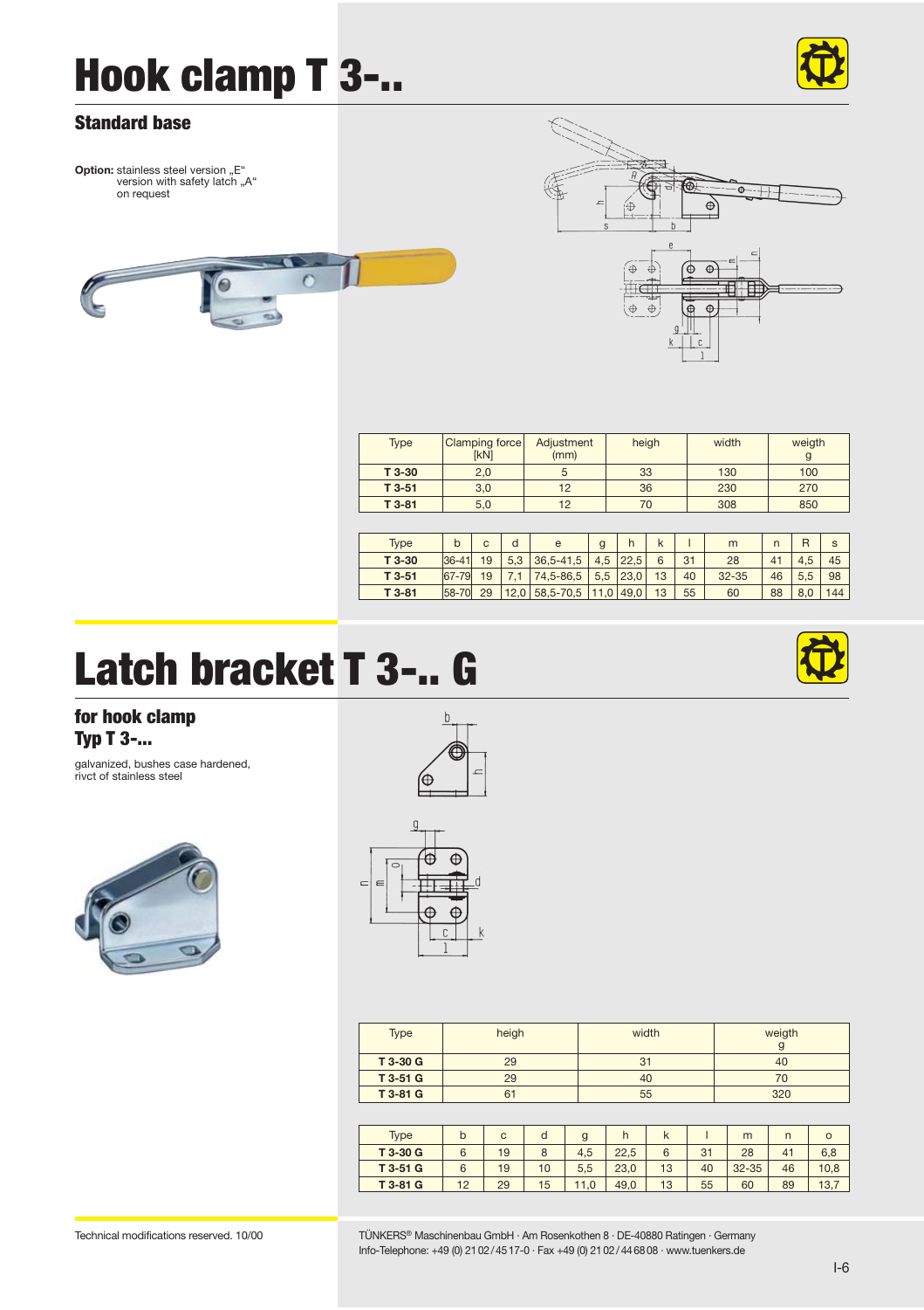# Hook clamp T 3-..

## Standard base

**Option:** stainless steel version „E“
version with safety latch „A“
on request

| Type | Clamping force [kN] | Adjustment (mm) | heigh | width | weigth g |
|---|---|---|---|---|---|
| **T 3-30** | 2,0 | 5 | 33 | 130 | 100 |
| **T 3-51** | 3,0 | 12 | 36 | 230 | 270 |
| **T 3-81** | 5,0 | 12 | 70 | 308 | 850 |

| Type | b | c | d | e | g | h | k | l | m | n | R | s |
|---|---|---|---|---|---|---|---|---|---|---|---|---|
| **T 3-30** | 36-41 | 19 | 5,3 | 36,5-41,5 | 4,5 | 22,5 | 6 | 31 | 28 | 41 | 4,5 | 45 |
| **T 3-51** | 67-79 | 19 | 7,1 | 74,5-86,5 | 5,5 | 23,0 | 13 | 40 | 32-35 | 46 | 5,5 | 98 |
| **T 3-81** | 58-70 | 29 | 12,0 | 58,5-70,5 | 11,0 | 49,0 | 13 | 55 | 60 | 88 | 8,0 | 144 |

# Latch bracket T 3-.. G

## for hook clamp Typ T 3-...

galvanized, bushes case hardened,
rivct of stainless steel

| Type | heigh | width | weigth g |
|---|---|---|---|
| **T 3-30 G** | 29 | 31 | 40 |
| **T 3-51 G** | 29 | 40 | 70 |
| **T 3-81 G** | 61 | 55 | 320 |

| Type | b | c | d | g | h | k | l | m | n | o |
|---|---|---|---|---|---|---|---|---|---|---|
| **T 3-30 G** | 6 | 19 | 8 | 4,5 | 22,5 | 6 | 31 | 28 | 41 | 6,8 |
| **T 3-51 G** | 6 | 19 | 10 | 5,5 | 23,0 | 13 | 40 | 32-35 | 46 | 10,8 |
| **T 3-81 G** | 12 | 29 | 15 | 11,0 | 49,0 | 13 | 55 | 60 | 89 | 13,7 |

Technical modifications reserved. 10/00

TÜNKERS® Maschinenbau GmbH · Am Rosenkothen 8 · DE-40880 Ratingen · Germany
Info-Telephone: +49 (0) 21 02 / 45 17-0 · Fax +49 (0) 21 02 / 44 68 08 · www.tuenkers.de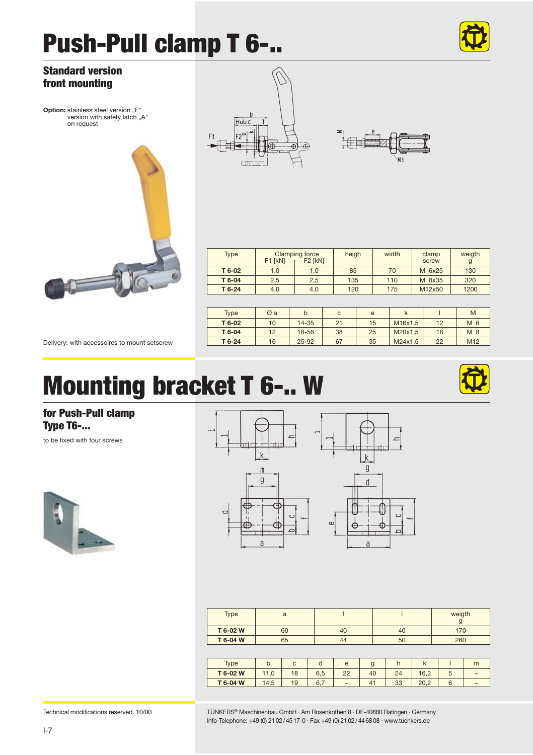# Push-Pull clamp T 6-..

## Standard version front mounting

**Option:** stainless steel version „E“
version with safety latch „A“
on request

Hub c

F1

F2

b

l

k

a

M

e

M1

| Type | Clamping force F1 [kN] | Clamping force F2 [kN] | heigh | width | clamp screw | weigth g |
|---|---|---|---|---|---|---|
| **T 6-02** | 1,0 | 1,0 | 85 | 70 | M 6x25 | 130 |
| **T 6-04** | 2,5 | 2,5 | 135 | 110 | M 8x35 | 320 |
| **T 6-24** | 4,0 | 4,0 | 120 | 175 | M12x50 | 1200 |

| Type | Ø a | b | c | e | k | l | M |
|---|---|---|---|---|---|---|---|
| **T 6-02** | 10 | 14-35 | 21 | 15 | M16x1,5 | 12 | M 6 |
| **T 6-04** | 12 | 18-56 | 38 | 25 | M20x1,5 | 16 | M 8 |
| **T 6-24** | 16 | 25-92 | 67 | 35 | M24x1,5 | 22 | M12 |

Delivery: with accessoires to mount setscrew

# Mounting bracket T 6-.. W

## for Push-Pull clamp Type T6-...

to be fixed with four screws

| Type | a | f | i | weigth g |
|---|---|---|---|---|
| **T 6-02 W** | 60 | 40 | 40 | 170 |
| **T 6-04 W** | 65 | 44 | 50 | 260 |

| Type | b | c | d | e | g | h | k | l | m |
|---|---|---|---|---|---|---|---|---|---|
| **T 6-02 W** | 11,0 | 18 | 6,5 | 22 | 40 | 24 | 16,2 | 5 | – |
| **T 6-04 W** | 14,5 | 19 | 6,7 | – | 41 | 33 | 20,2 | 6 | – |

Technical modifications reserved. 10/00

TÜNKERS® Maschinenbau GmbH · Am Rosenkothen 8 · DE-40880 Ratingen · Germany
Info-Telephone: +49 (0) 21 02 / 45 17-0 · Fax +49 (0) 21 02 / 44 68 08 · www.tuenkers.de